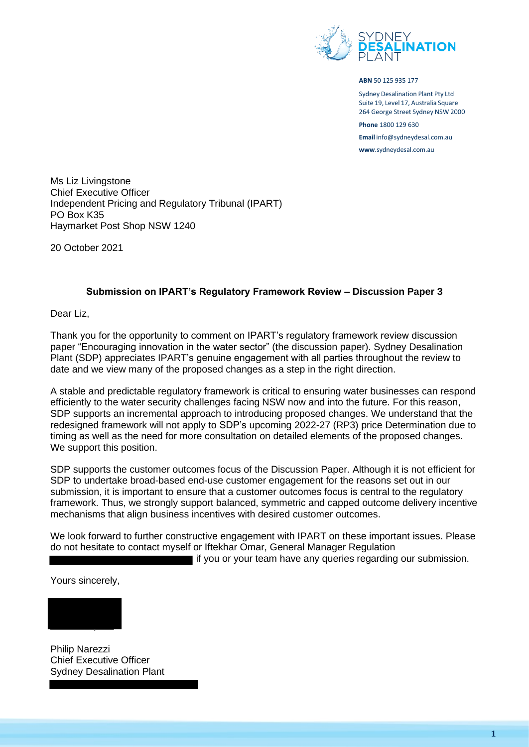SYDNEY DESALINATION PLANT

**ABN** 50 125 935 177

Sydney Desalination Plant Pty Ltd
Suite 19, Level 17, Australia Square
264 George Street Sydney NSW 2000

**Phone** 1800 129 630

**Email** info@sydneydesal.com.au

**www**.sydneydesal.com.au

Ms Liz Livingstone
Chief Executive Officer
Independent Pricing and Regulatory Tribunal (IPART)
PO Box K35
Haymarket Post Shop NSW 1240

20 October 2021

**Submission on IPART's Regulatory Framework Review – Discussion Paper 3**

Dear Liz,

Thank you for the opportunity to comment on IPART's regulatory framework review discussion paper "Encouraging innovation in the water sector" (the discussion paper). Sydney Desalination Plant (SDP) appreciates IPART's genuine engagement with all parties throughout the review to date and we view many of the proposed changes as a step in the right direction.

A stable and predictable regulatory framework is critical to ensuring water businesses can respond efficiently to the water security challenges facing NSW now and into the future. For this reason, SDP supports an incremental approach to introducing proposed changes. We understand that the redesigned framework will not apply to SDP's upcoming 2022-27 (RP3) price Determination due to timing as well as the need for more consultation on detailed elements of the proposed changes. We support this position.

SDP supports the customer outcomes focus of the Discussion Paper. Although it is not efficient for SDP to undertake broad-based end-use customer engagement for the reasons set out in our submission, it is important to ensure that a customer outcomes focus is central to the regulatory framework. Thus, we strongly support balanced, symmetric and capped outcome delivery incentive mechanisms that align business incentives with desired customer outcomes.

We look forward to further constructive engagement with IPART on these important issues. Please do not hesitate to contact myself or Iftekhar Omar, General Manager Regulation [redacted] if you or your team have any queries regarding our submission.

Yours sincerely,

[redacted]

Philip Narezzi
Chief Executive Officer
Sydney Desalination Plant

[redacted]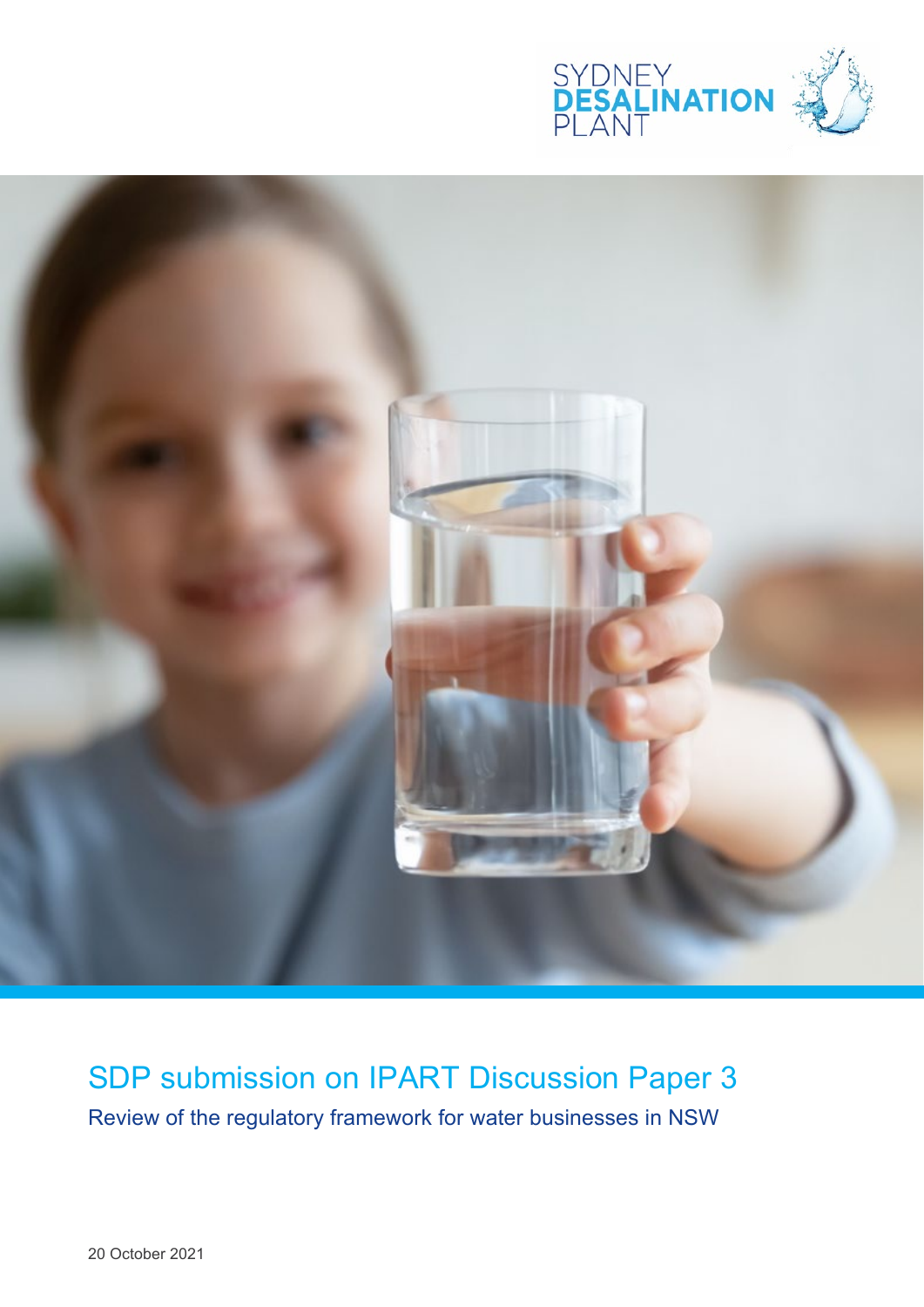# SDP submission on IPART Discussion Paper 3

Review of the regulatory framework for water businesses in NSW

20 October 2021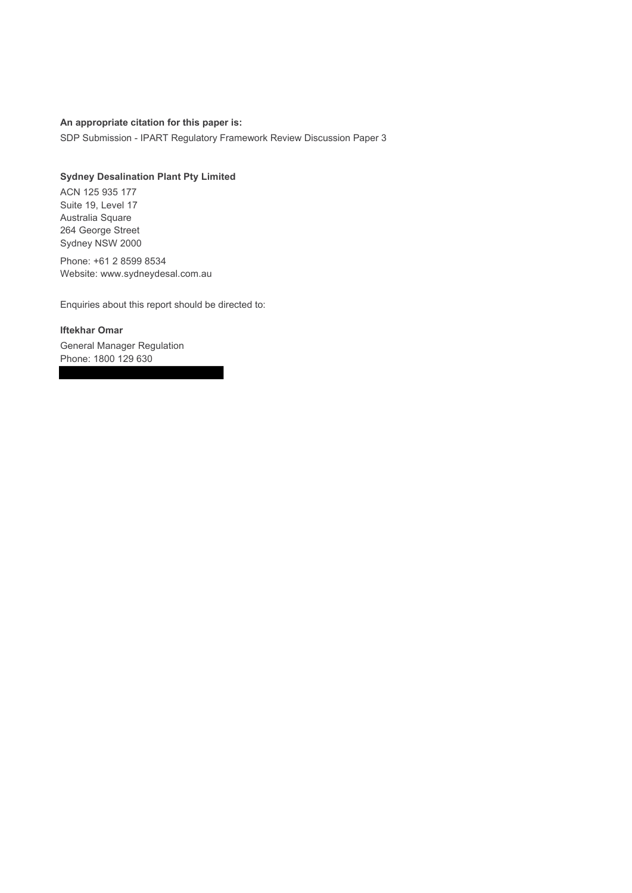**An appropriate citation for this paper is:**

SDP Submission - IPART Regulatory Framework Review Discussion Paper 3

**Sydney Desalination Plant Pty Limited**

ACN 125 935 177
Suite 19, Level 17
Australia Square
264 George Street
Sydney NSW 2000

Phone: +61 2 8599 8534
Website: www.sydneydesal.com.au

Enquiries about this report should be directed to:

**Iftekhar Omar**

General Manager Regulation
Phone: 1800 129 630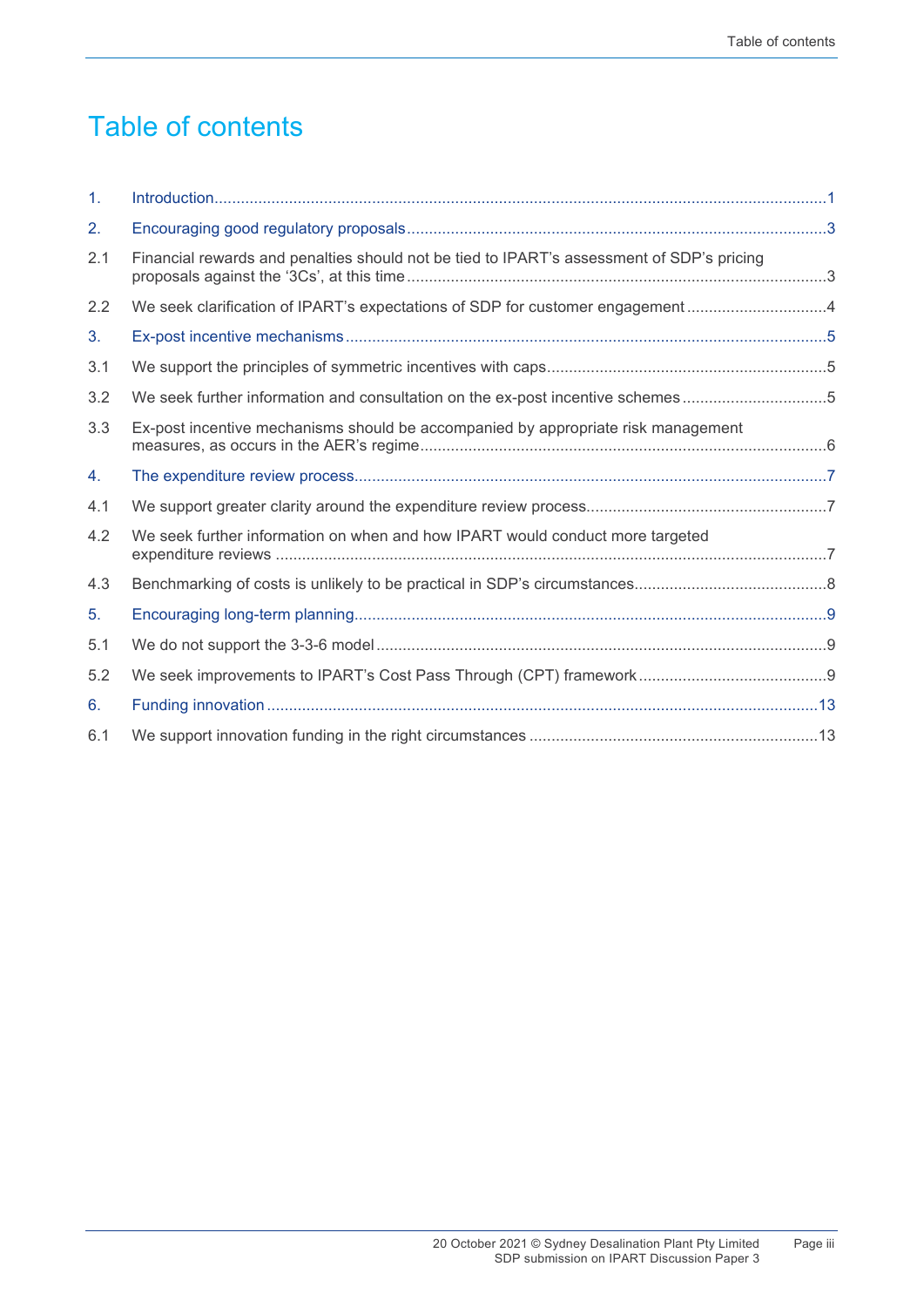# Table of contents

1. Introduction ..... 1

2. Encouraging good regulatory proposals ..... 3

2.1 Financial rewards and penalties should not be tied to IPART's assessment of SDP's pricing proposals against the '3Cs', at this time ..... 3

2.2 We seek clarification of IPART's expectations of SDP for customer engagement ..... 4

3. Ex-post incentive mechanisms ..... 5

3.1 We support the principles of symmetric incentives with caps ..... 5

3.2 We seek further information and consultation on the ex-post incentive schemes ..... 5

3.3 Ex-post incentive mechanisms should be accompanied by appropriate risk management measures, as occurs in the AER's regime ..... 6

4. The expenditure review process ..... 7

4.1 We support greater clarity around the expenditure review process ..... 7

4.2 We seek further information on when and how IPART would conduct more targeted expenditure reviews ..... 7

4.3 Benchmarking of costs is unlikely to be practical in SDP's circumstances ..... 8

5. Encouraging long-term planning ..... 9

5.1 We do not support the 3-3-6 model ..... 9

5.2 We seek improvements to IPART's Cost Pass Through (CPT) framework ..... 9

6. Funding innovation ..... 13

6.1 We support innovation funding in the right circumstances ..... 13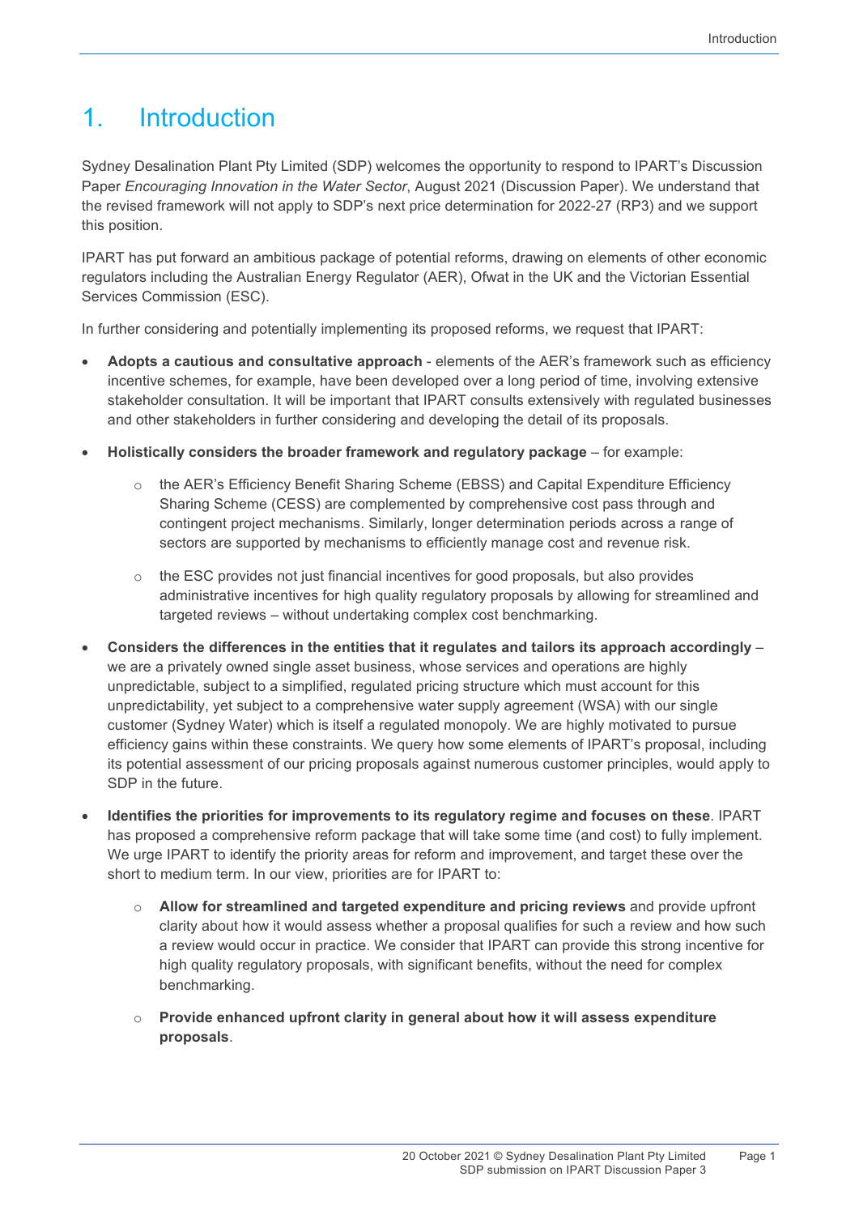# 1. Introduction

Sydney Desalination Plant Pty Limited (SDP) welcomes the opportunity to respond to IPART's Discussion Paper *Encouraging Innovation in the Water Sector*, August 2021 (Discussion Paper). We understand that the revised framework will not apply to SDP's next price determination for 2022-27 (RP3) and we support this position.

IPART has put forward an ambitious package of potential reforms, drawing on elements of other economic regulators including the Australian Energy Regulator (AER), Ofwat in the UK and the Victorian Essential Services Commission (ESC).

In further considering and potentially implementing its proposed reforms, we request that IPART:

- **Adopts a cautious and consultative approach** - elements of the AER's framework such as efficiency incentive schemes, for example, have been developed over a long period of time, involving extensive stakeholder consultation. It will be important that IPART consults extensively with regulated businesses and other stakeholders in further considering and developing the detail of its proposals.
- **Holistically considers the broader framework and regulatory package** – for example:
  - the AER's Efficiency Benefit Sharing Scheme (EBSS) and Capital Expenditure Efficiency Sharing Scheme (CESS) are complemented by comprehensive cost pass through and contingent project mechanisms. Similarly, longer determination periods across a range of sectors are supported by mechanisms to efficiently manage cost and revenue risk.
  - the ESC provides not just financial incentives for good proposals, but also provides administrative incentives for high quality regulatory proposals by allowing for streamlined and targeted reviews – without undertaking complex cost benchmarking.
- **Considers the differences in the entities that it regulates and tailors its approach accordingly** – we are a privately owned single asset business, whose services and operations are highly unpredictable, subject to a simplified, regulated pricing structure which must account for this unpredictability, yet subject to a comprehensive water supply agreement (WSA) with our single customer (Sydney Water) which is itself a regulated monopoly. We are highly motivated to pursue efficiency gains within these constraints. We query how some elements of IPART's proposal, including its potential assessment of our pricing proposals against numerous customer principles, would apply to SDP in the future.
- **Identifies the priorities for improvements to its regulatory regime and focuses on these**. IPART has proposed a comprehensive reform package that will take some time (and cost) to fully implement. We urge IPART to identify the priority areas for reform and improvement, and target these over the short to medium term. In our view, priorities are for IPART to:
  - **Allow for streamlined and targeted expenditure and pricing reviews** and provide upfront clarity about how it would assess whether a proposal qualifies for such a review and how such a review would occur in practice. We consider that IPART can provide this strong incentive for high quality regulatory proposals, with significant benefits, without the need for complex benchmarking.
  - **Provide enhanced upfront clarity in general about how it will assess expenditure proposals**.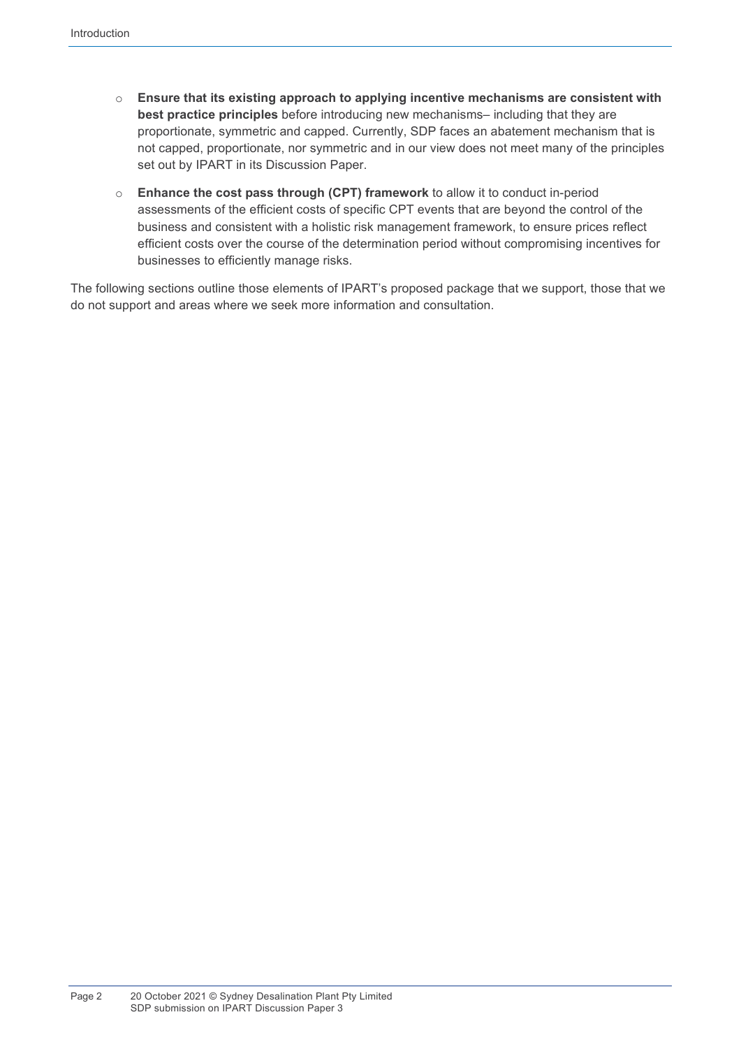- **Ensure that its existing approach to applying incentive mechanisms are consistent with best practice principles** before introducing new mechanisms– including that they are proportionate, symmetric and capped. Currently, SDP faces an abatement mechanism that is not capped, proportionate, nor symmetric and in our view does not meet many of the principles set out by IPART in its Discussion Paper.
- **Enhance the cost pass through (CPT) framework** to allow it to conduct in-period assessments of the efficient costs of specific CPT events that are beyond the control of the business and consistent with a holistic risk management framework, to ensure prices reflect efficient costs over the course of the determination period without compromising incentives for businesses to efficiently manage risks.

The following sections outline those elements of IPART's proposed package that we support, those that we do not support and areas where we seek more information and consultation.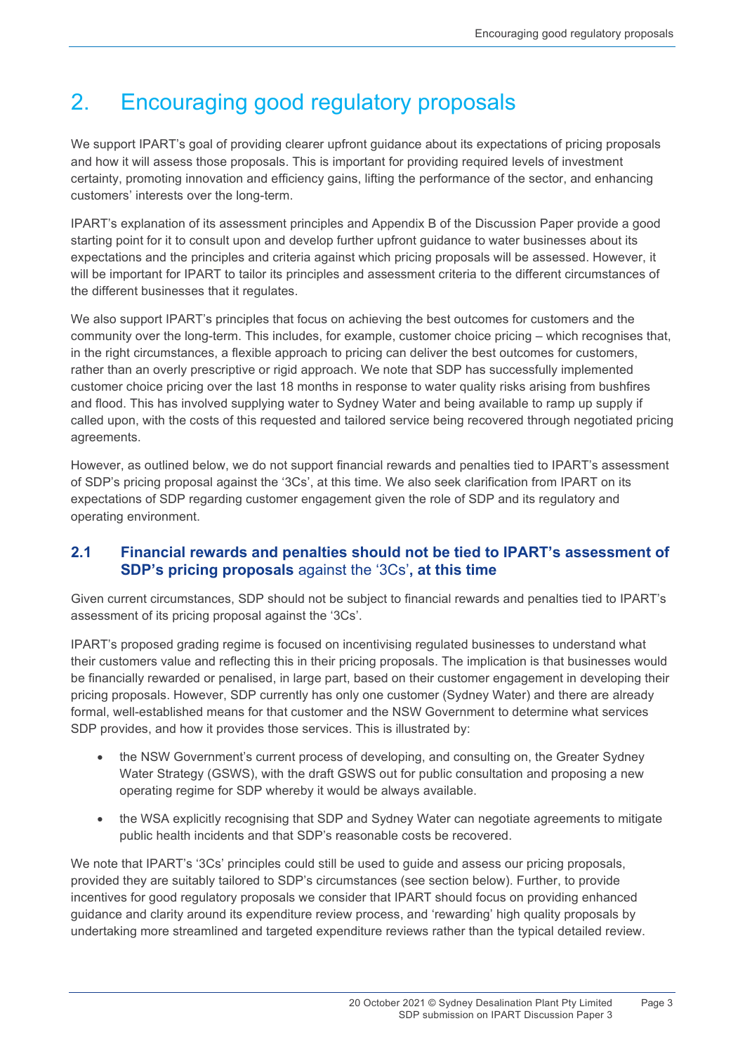# 2. Encouraging good regulatory proposals

We support IPART's goal of providing clearer upfront guidance about its expectations of pricing proposals and how it will assess those proposals. This is important for providing required levels of investment certainty, promoting innovation and efficiency gains, lifting the performance of the sector, and enhancing customers' interests over the long-term.

IPART's explanation of its assessment principles and Appendix B of the Discussion Paper provide a good starting point for it to consult upon and develop further upfront guidance to water businesses about its expectations and the principles and criteria against which pricing proposals will be assessed. However, it will be important for IPART to tailor its principles and assessment criteria to the different circumstances of the different businesses that it regulates.

We also support IPART's principles that focus on achieving the best outcomes for customers and the community over the long-term. This includes, for example, customer choice pricing – which recognises that, in the right circumstances, a flexible approach to pricing can deliver the best outcomes for customers, rather than an overly prescriptive or rigid approach. We note that SDP has successfully implemented customer choice pricing over the last 18 months in response to water quality risks arising from bushfires and flood. This has involved supplying water to Sydney Water and being available to ramp up supply if called upon, with the costs of this requested and tailored service being recovered through negotiated pricing agreements.

However, as outlined below, we do not support financial rewards and penalties tied to IPART's assessment of SDP's pricing proposal against the '3Cs', at this time. We also seek clarification from IPART on its expectations of SDP regarding customer engagement given the role of SDP and its regulatory and operating environment.

## 2.1 Financial rewards and penalties should not be tied to IPART's assessment of SDP's pricing proposals against the '3Cs', at this time

Given current circumstances, SDP should not be subject to financial rewards and penalties tied to IPART's assessment of its pricing proposal against the '3Cs'.

IPART's proposed grading regime is focused on incentivising regulated businesses to understand what their customers value and reflecting this in their pricing proposals. The implication is that businesses would be financially rewarded or penalised, in large part, based on their customer engagement in developing their pricing proposals. However, SDP currently has only one customer (Sydney Water) and there are already formal, well-established means for that customer and the NSW Government to determine what services SDP provides, and how it provides those services. This is illustrated by:

- the NSW Government's current process of developing, and consulting on, the Greater Sydney Water Strategy (GSWS), with the draft GSWS out for public consultation and proposing a new operating regime for SDP whereby it would be always available.
- the WSA explicitly recognising that SDP and Sydney Water can negotiate agreements to mitigate public health incidents and that SDP's reasonable costs be recovered.

We note that IPART's '3Cs' principles could still be used to guide and assess our pricing proposals, provided they are suitably tailored to SDP's circumstances (see section below). Further, to provide incentives for good regulatory proposals we consider that IPART should focus on providing enhanced guidance and clarity around its expenditure review process, and 'rewarding' high quality proposals by undertaking more streamlined and targeted expenditure reviews rather than the typical detailed review.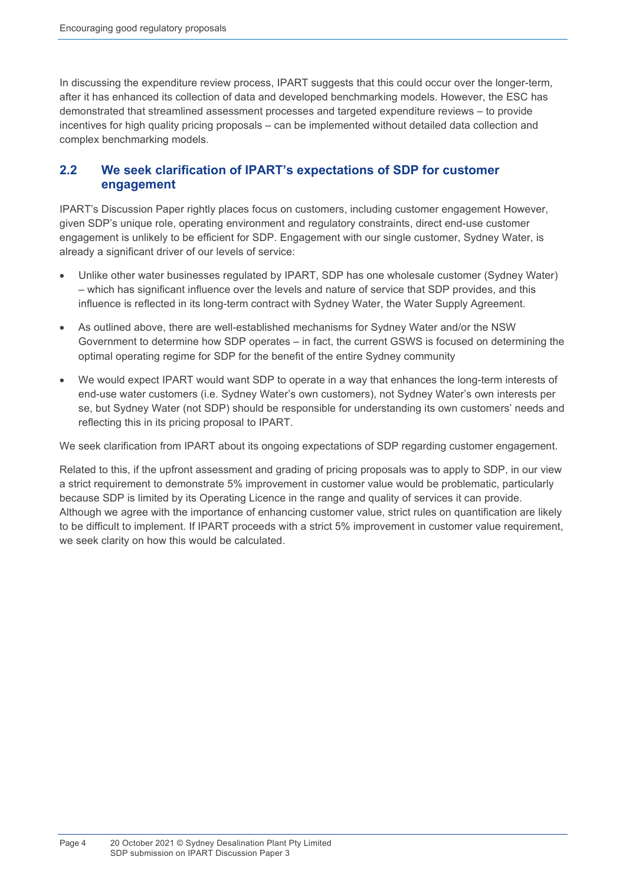In discussing the expenditure review process, IPART suggests that this could occur over the longer-term, after it has enhanced its collection of data and developed benchmarking models. However, the ESC has demonstrated that streamlined assessment processes and targeted expenditure reviews – to provide incentives for high quality pricing proposals – can be implemented without detailed data collection and complex benchmarking models.

## 2.2 We seek clarification of IPART's expectations of SDP for customer engagement

IPART's Discussion Paper rightly places focus on customers, including customer engagement However, given SDP's unique role, operating environment and regulatory constraints, direct end-use customer engagement is unlikely to be efficient for SDP. Engagement with our single customer, Sydney Water, is already a significant driver of our levels of service:

- Unlike other water businesses regulated by IPART, SDP has one wholesale customer (Sydney Water) – which has significant influence over the levels and nature of service that SDP provides, and this influence is reflected in its long-term contract with Sydney Water, the Water Supply Agreement.
- As outlined above, there are well-established mechanisms for Sydney Water and/or the NSW Government to determine how SDP operates – in fact, the current GSWS is focused on determining the optimal operating regime for SDP for the benefit of the entire Sydney community
- We would expect IPART would want SDP to operate in a way that enhances the long-term interests of end-use water customers (i.e. Sydney Water's own customers), not Sydney Water's own interests per se, but Sydney Water (not SDP) should be responsible for understanding its own customers' needs and reflecting this in its pricing proposal to IPART.

We seek clarification from IPART about its ongoing expectations of SDP regarding customer engagement.

Related to this, if the upfront assessment and grading of pricing proposals was to apply to SDP, in our view a strict requirement to demonstrate 5% improvement in customer value would be problematic, particularly because SDP is limited by its Operating Licence in the range and quality of services it can provide. Although we agree with the importance of enhancing customer value, strict rules on quantification are likely to be difficult to implement. If IPART proceeds with a strict 5% improvement in customer value requirement, we seek clarity on how this would be calculated.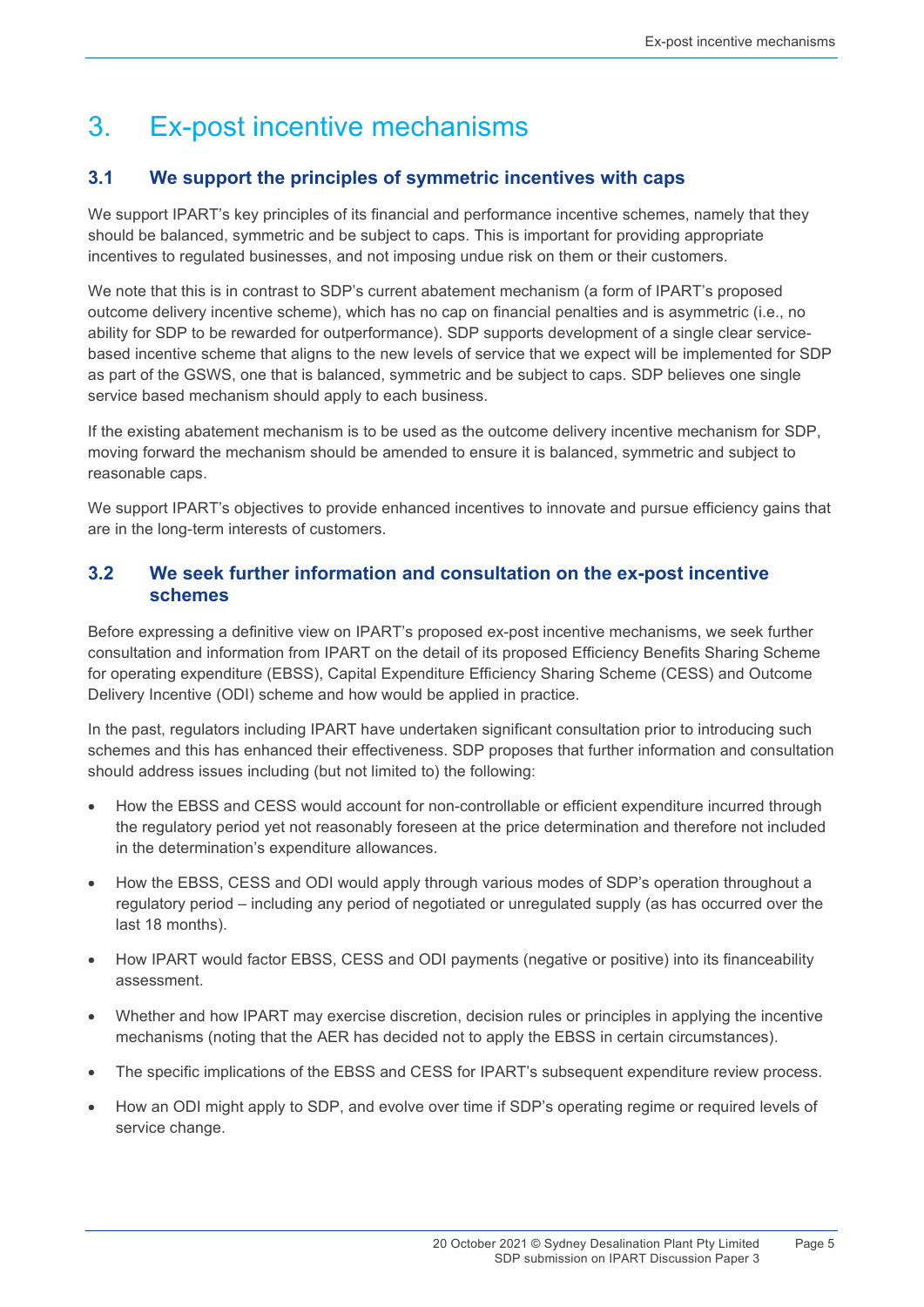# 3. Ex-post incentive mechanisms

## 3.1 We support the principles of symmetric incentives with caps

We support IPART's key principles of its financial and performance incentive schemes, namely that they should be balanced, symmetric and be subject to caps. This is important for providing appropriate incentives to regulated businesses, and not imposing undue risk on them or their customers.

We note that this is in contrast to SDP's current abatement mechanism (a form of IPART's proposed outcome delivery incentive scheme), which has no cap on financial penalties and is asymmetric (i.e., no ability for SDP to be rewarded for outperformance). SDP supports development of a single clear service-based incentive scheme that aligns to the new levels of service that we expect will be implemented for SDP as part of the GSWS, one that is balanced, symmetric and be subject to caps. SDP believes one single service based mechanism should apply to each business.

If the existing abatement mechanism is to be used as the outcome delivery incentive mechanism for SDP, moving forward the mechanism should be amended to ensure it is balanced, symmetric and subject to reasonable caps.

We support IPART's objectives to provide enhanced incentives to innovate and pursue efficiency gains that are in the long-term interests of customers.

## 3.2 We seek further information and consultation on the ex-post incentive schemes

Before expressing a definitive view on IPART's proposed ex-post incentive mechanisms, we seek further consultation and information from IPART on the detail of its proposed Efficiency Benefits Sharing Scheme for operating expenditure (EBSS), Capital Expenditure Efficiency Sharing Scheme (CESS) and Outcome Delivery Incentive (ODI) scheme and how would be applied in practice.

In the past, regulators including IPART have undertaken significant consultation prior to introducing such schemes and this has enhanced their effectiveness. SDP proposes that further information and consultation should address issues including (but not limited to) the following:

- How the EBSS and CESS would account for non-controllable or efficient expenditure incurred through the regulatory period yet not reasonably foreseen at the price determination and therefore not included in the determination's expenditure allowances.
- How the EBSS, CESS and ODI would apply through various modes of SDP's operation throughout a regulatory period – including any period of negotiated or unregulated supply (as has occurred over the last 18 months).
- How IPART would factor EBSS, CESS and ODI payments (negative or positive) into its financeability assessment.
- Whether and how IPART may exercise discretion, decision rules or principles in applying the incentive mechanisms (noting that the AER has decided not to apply the EBSS in certain circumstances).
- The specific implications of the EBSS and CESS for IPART's subsequent expenditure review process.
- How an ODI might apply to SDP, and evolve over time if SDP's operating regime or required levels of service change.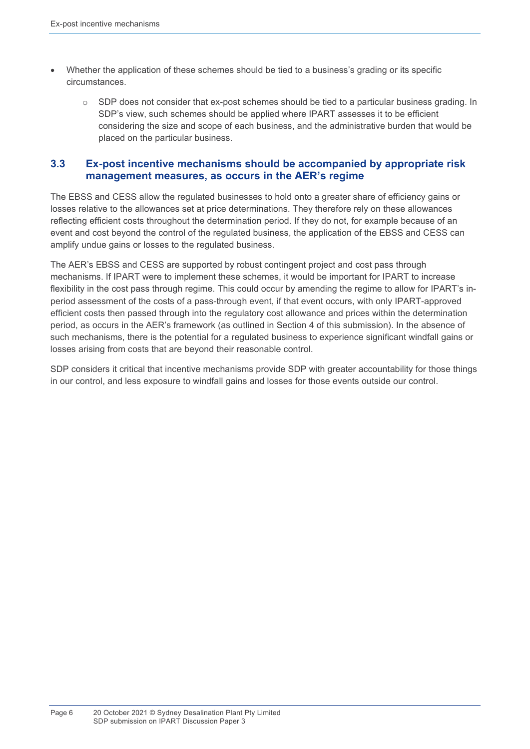- Whether the application of these schemes should be tied to a business's grading or its specific circumstances.
  - SDP does not consider that ex-post schemes should be tied to a particular business grading. In SDP's view, such schemes should be applied where IPART assesses it to be efficient considering the size and scope of each business, and the administrative burden that would be placed on the particular business.

## 3.3 Ex-post incentive mechanisms should be accompanied by appropriate risk management measures, as occurs in the AER's regime

The EBSS and CESS allow the regulated businesses to hold onto a greater share of efficiency gains or losses relative to the allowances set at price determinations. They therefore rely on these allowances reflecting efficient costs throughout the determination period. If they do not, for example because of an event and cost beyond the control of the regulated business, the application of the EBSS and CESS can amplify undue gains or losses to the regulated business.

The AER's EBSS and CESS are supported by robust contingent project and cost pass through mechanisms. If IPART were to implement these schemes, it would be important for IPART to increase flexibility in the cost pass through regime. This could occur by amending the regime to allow for IPART's in-period assessment of the costs of a pass-through event, if that event occurs, with only IPART-approved efficient costs then passed through into the regulatory cost allowance and prices within the determination period, as occurs in the AER's framework (as outlined in Section 4 of this submission). In the absence of such mechanisms, there is the potential for a regulated business to experience significant windfall gains or losses arising from costs that are beyond their reasonable control.

SDP considers it critical that incentive mechanisms provide SDP with greater accountability for those things in our control, and less exposure to windfall gains and losses for those events outside our control.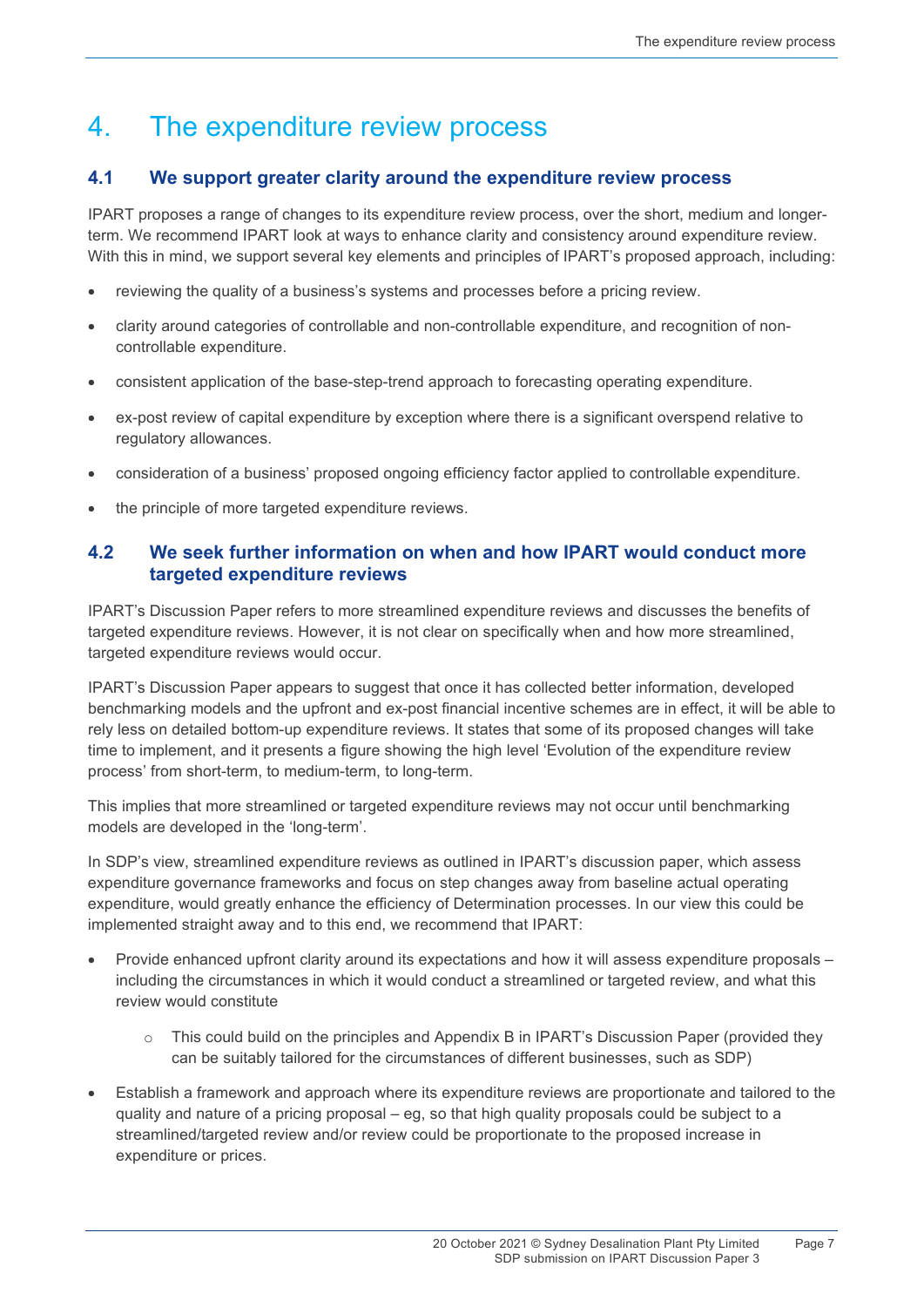# 4. The expenditure review process

## 4.1 We support greater clarity around the expenditure review process

IPART proposes a range of changes to its expenditure review process, over the short, medium and longer-term. We recommend IPART look at ways to enhance clarity and consistency around expenditure review. With this in mind, we support several key elements and principles of IPART's proposed approach, including:

- reviewing the quality of a business's systems and processes before a pricing review.
- clarity around categories of controllable and non-controllable expenditure, and recognition of non-controllable expenditure.
- consistent application of the base-step-trend approach to forecasting operating expenditure.
- ex-post review of capital expenditure by exception where there is a significant overspend relative to regulatory allowances.
- consideration of a business' proposed ongoing efficiency factor applied to controllable expenditure.
- the principle of more targeted expenditure reviews.

## 4.2 We seek further information on when and how IPART would conduct more targeted expenditure reviews

IPART's Discussion Paper refers to more streamlined expenditure reviews and discusses the benefits of targeted expenditure reviews. However, it is not clear on specifically when and how more streamlined, targeted expenditure reviews would occur.

IPART's Discussion Paper appears to suggest that once it has collected better information, developed benchmarking models and the upfront and ex-post financial incentive schemes are in effect, it will be able to rely less on detailed bottom-up expenditure reviews. It states that some of its proposed changes will take time to implement, and it presents a figure showing the high level 'Evolution of the expenditure review process' from short-term, to medium-term, to long-term.

This implies that more streamlined or targeted expenditure reviews may not occur until benchmarking models are developed in the 'long-term'.

In SDP's view, streamlined expenditure reviews as outlined in IPART's discussion paper, which assess expenditure governance frameworks and focus on step changes away from baseline actual operating expenditure, would greatly enhance the efficiency of Determination processes. In our view this could be implemented straight away and to this end, we recommend that IPART:

- Provide enhanced upfront clarity around its expectations and how it will assess expenditure proposals – including the circumstances in which it would conduct a streamlined or targeted review, and what this review would constitute
  - This could build on the principles and Appendix B in IPART's Discussion Paper (provided they can be suitably tailored for the circumstances of different businesses, such as SDP)
- Establish a framework and approach where its expenditure reviews are proportionate and tailored to the quality and nature of a pricing proposal – eg, so that high quality proposals could be subject to a streamlined/targeted review and/or review could be proportionate to the proposed increase in expenditure or prices.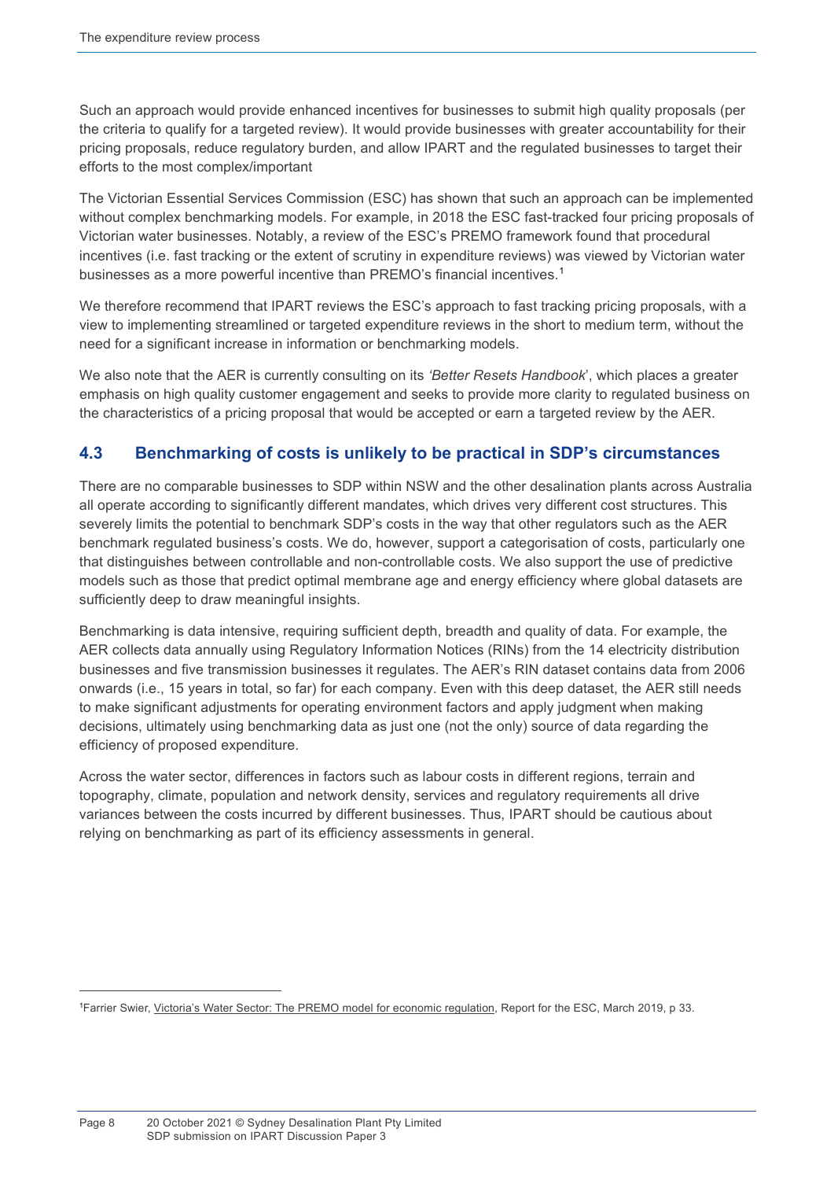Such an approach would provide enhanced incentives for businesses to submit high quality proposals (per the criteria to qualify for a targeted review). It would provide businesses with greater accountability for their pricing proposals, reduce regulatory burden, and allow IPART and the regulated businesses to target their efforts to the most complex/important

The Victorian Essential Services Commission (ESC) has shown that such an approach can be implemented without complex benchmarking models. For example, in 2018 the ESC fast-tracked four pricing proposals of Victorian water businesses. Notably, a review of the ESC's PREMO framework found that procedural incentives (i.e. fast tracking or the extent of scrutiny in expenditure reviews) was viewed by Victorian water businesses as a more powerful incentive than PREMO's financial incentives.[1]

We therefore recommend that IPART reviews the ESC's approach to fast tracking pricing proposals, with a view to implementing streamlined or targeted expenditure reviews in the short to medium term, without the need for a significant increase in information or benchmarking models.

We also note that the AER is currently consulting on its *'Better Resets Handbook*', which places a greater emphasis on high quality customer engagement and seeks to provide more clarity to regulated business on the characteristics of a pricing proposal that would be accepted or earn a targeted review by the AER.

## 4.3 Benchmarking of costs is unlikely to be practical in SDP's circumstances

There are no comparable businesses to SDP within NSW and the other desalination plants across Australia all operate according to significantly different mandates, which drives very different cost structures. This severely limits the potential to benchmark SDP's costs in the way that other regulators such as the AER benchmark regulated business's costs. We do, however, support a categorisation of costs, particularly one that distinguishes between controllable and non-controllable costs. We also support the use of predictive models such as those that predict optimal membrane age and energy efficiency where global datasets are sufficiently deep to draw meaningful insights.

Benchmarking is data intensive, requiring sufficient depth, breadth and quality of data. For example, the AER collects data annually using Regulatory Information Notices (RINs) from the 14 electricity distribution businesses and five transmission businesses it regulates. The AER's RIN dataset contains data from 2006 onwards (i.e., 15 years in total, so far) for each company. Even with this deep dataset, the AER still needs to make significant adjustments for operating environment factors and apply judgment when making decisions, ultimately using benchmarking data as just one (not the only) source of data regarding the efficiency of proposed expenditure.

Across the water sector, differences in factors such as labour costs in different regions, terrain and topography, climate, population and network density, services and regulatory requirements all drive variances between the costs incurred by different businesses. Thus, IPART should be cautious about relying on benchmarking as part of its efficiency assessments in general.

---

[1] Farrier Swier, Victoria's Water Sector: The PREMO model for economic regulation, Report for the ESC, March 2019, p 33.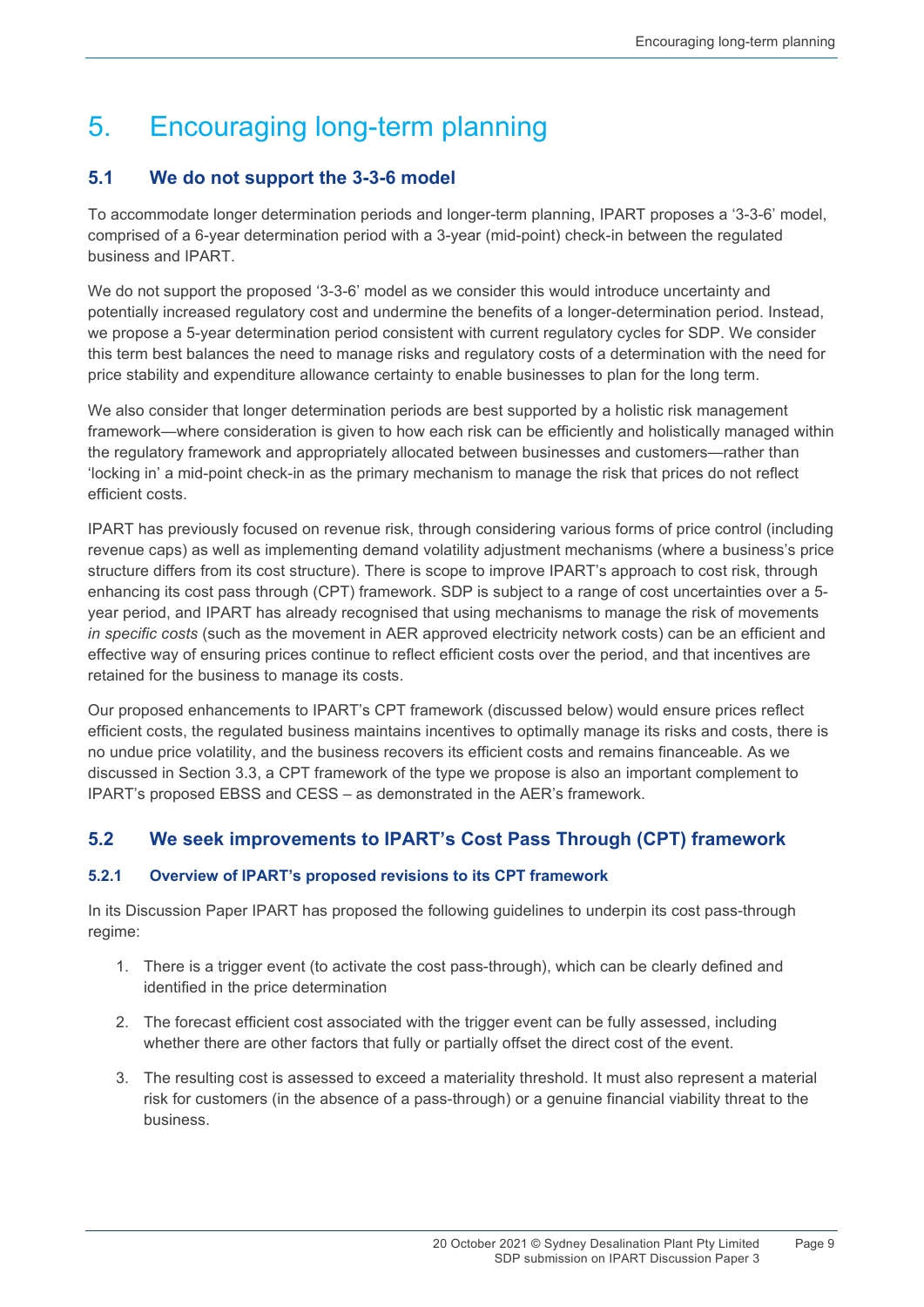# 5. Encouraging long-term planning

## 5.1 We do not support the 3-3-6 model

To accommodate longer determination periods and longer-term planning, IPART proposes a '3-3-6' model, comprised of a 6-year determination period with a 3-year (mid-point) check-in between the regulated business and IPART.

We do not support the proposed '3-3-6' model as we consider this would introduce uncertainty and potentially increased regulatory cost and undermine the benefits of a longer-determination period. Instead, we propose a 5-year determination period consistent with current regulatory cycles for SDP. We consider this term best balances the need to manage risks and regulatory costs of a determination with the need for price stability and expenditure allowance certainty to enable businesses to plan for the long term.

We also consider that longer determination periods are best supported by a holistic risk management framework—where consideration is given to how each risk can be efficiently and holistically managed within the regulatory framework and appropriately allocated between businesses and customers—rather than 'locking in' a mid-point check-in as the primary mechanism to manage the risk that prices do not reflect efficient costs.

IPART has previously focused on revenue risk, through considering various forms of price control (including revenue caps) as well as implementing demand volatility adjustment mechanisms (where a business's price structure differs from its cost structure). There is scope to improve IPART's approach to cost risk, through enhancing its cost pass through (CPT) framework. SDP is subject to a range of cost uncertainties over a 5-year period, and IPART has already recognised that using mechanisms to manage the risk of movements *in specific costs* (such as the movement in AER approved electricity network costs) can be an efficient and effective way of ensuring prices continue to reflect efficient costs over the period, and that incentives are retained for the business to manage its costs.

Our proposed enhancements to IPART's CPT framework (discussed below) would ensure prices reflect efficient costs, the regulated business maintains incentives to optimally manage its risks and costs, there is no undue price volatility, and the business recovers its efficient costs and remains financeable. As we discussed in Section 3.3, a CPT framework of the type we propose is also an important complement to IPART's proposed EBSS and CESS – as demonstrated in the AER's framework.

## 5.2 We seek improvements to IPART's Cost Pass Through (CPT) framework

### 5.2.1 Overview of IPART's proposed revisions to its CPT framework

In its Discussion Paper IPART has proposed the following guidelines to underpin its cost pass-through regime:

1. There is a trigger event (to activate the cost pass-through), which can be clearly defined and identified in the price determination
2. The forecast efficient cost associated with the trigger event can be fully assessed, including whether there are other factors that fully or partially offset the direct cost of the event.
3. The resulting cost is assessed to exceed a materiality threshold. It must also represent a material risk for customers (in the absence of a pass-through) or a genuine financial viability threat to the business.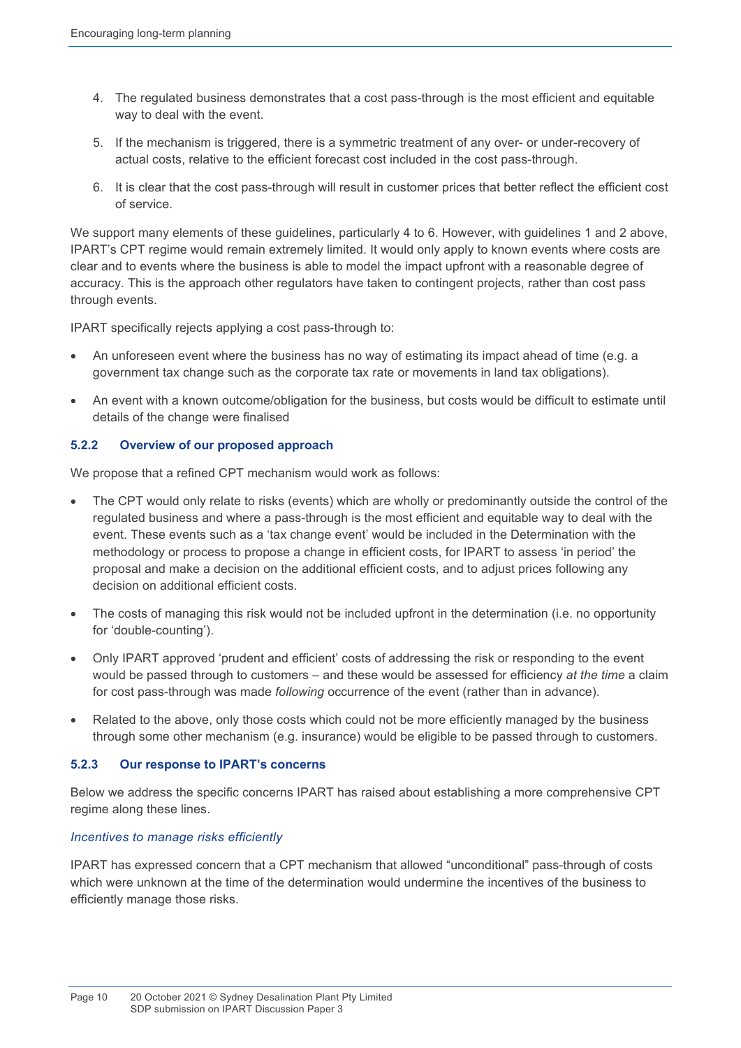4. The regulated business demonstrates that a cost pass-through is the most efficient and equitable way to deal with the event.
5. If the mechanism is triggered, there is a symmetric treatment of any over- or under-recovery of actual costs, relative to the efficient forecast cost included in the cost pass-through.
6. It is clear that the cost pass-through will result in customer prices that better reflect the efficient cost of service.

We support many elements of these guidelines, particularly 4 to 6. However, with guidelines 1 and 2 above, IPART's CPT regime would remain extremely limited. It would only apply to known events where costs are clear and to events where the business is able to model the impact upfront with a reasonable degree of accuracy. This is the approach other regulators have taken to contingent projects, rather than cost pass through events.

IPART specifically rejects applying a cost pass-through to:

- An unforeseen event where the business has no way of estimating its impact ahead of time (e.g. a government tax change such as the corporate tax rate or movements in land tax obligations).
- An event with a known outcome/obligation for the business, but costs would be difficult to estimate until details of the change were finalised

### 5.2.2 Overview of our proposed approach

We propose that a refined CPT mechanism would work as follows:

- The CPT would only relate to risks (events) which are wholly or predominantly outside the control of the regulated business and where a pass-through is the most efficient and equitable way to deal with the event. These events such as a 'tax change event' would be included in the Determination with the methodology or process to propose a change in efficient costs, for IPART to assess 'in period' the proposal and make a decision on the additional efficient costs, and to adjust prices following any decision on additional efficient costs.
- The costs of managing this risk would not be included upfront in the determination (i.e. no opportunity for 'double-counting').
- Only IPART approved 'prudent and efficient' costs of addressing the risk or responding to the event would be passed through to customers – and these would be assessed for efficiency *at the time* a claim for cost pass-through was made *following* occurrence of the event (rather than in advance).
- Related to the above, only those costs which could not be more efficiently managed by the business through some other mechanism (e.g. insurance) would be eligible to be passed through to customers.

### 5.2.3 Our response to IPART's concerns

Below we address the specific concerns IPART has raised about establishing a more comprehensive CPT regime along these lines.

*Incentives to manage risks efficiently*

IPART has expressed concern that a CPT mechanism that allowed "unconditional" pass-through of costs which were unknown at the time of the determination would undermine the incentives of the business to efficiently manage those risks.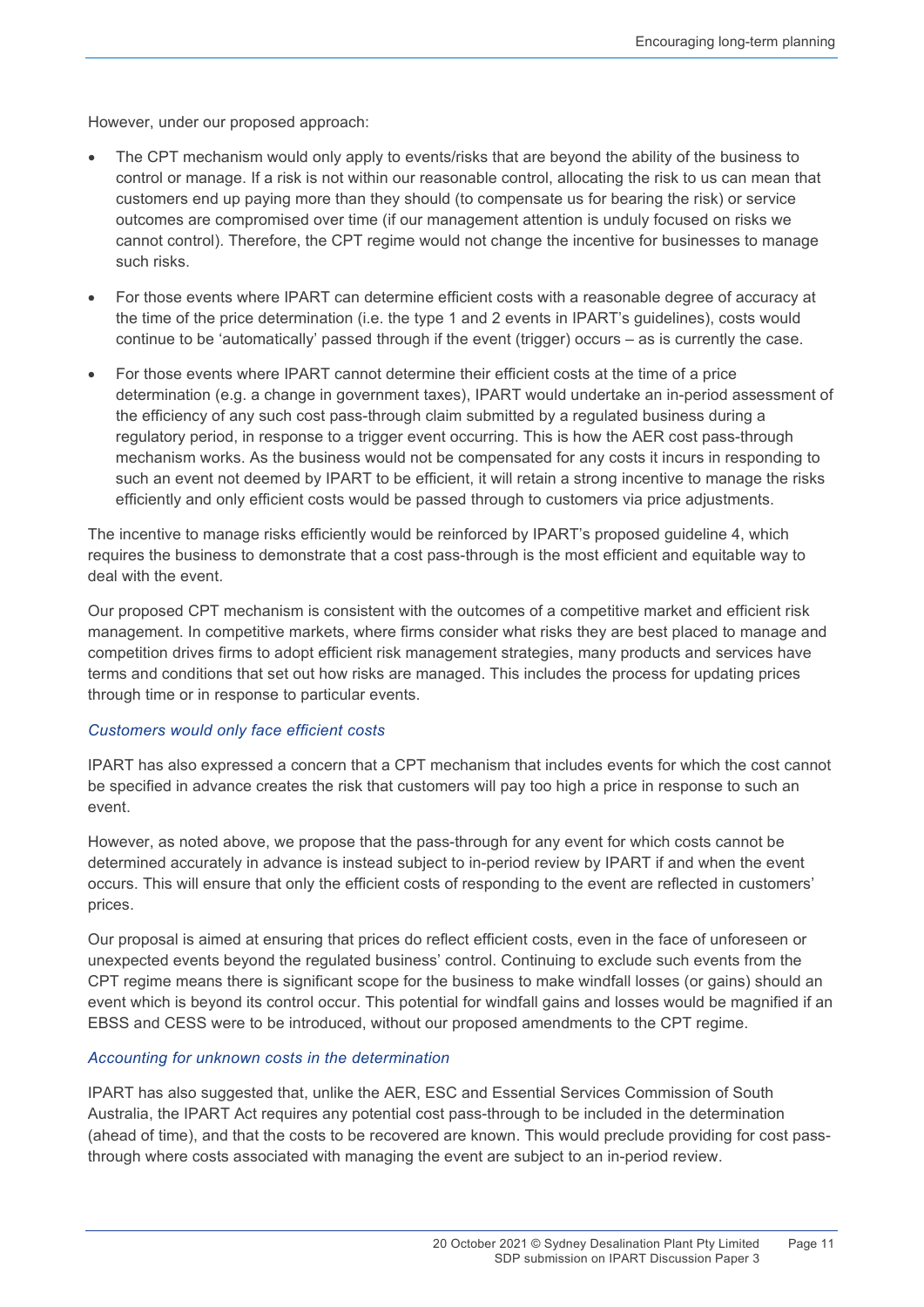However, under our proposed approach:

- The CPT mechanism would only apply to events/risks that are beyond the ability of the business to control or manage. If a risk is not within our reasonable control, allocating the risk to us can mean that customers end up paying more than they should (to compensate us for bearing the risk) or service outcomes are compromised over time (if our management attention is unduly focused on risks we cannot control). Therefore, the CPT regime would not change the incentive for businesses to manage such risks.
- For those events where IPART can determine efficient costs with a reasonable degree of accuracy at the time of the price determination (i.e. the type 1 and 2 events in IPART's guidelines), costs would continue to be 'automatically' passed through if the event (trigger) occurs – as is currently the case.
- For those events where IPART cannot determine their efficient costs at the time of a price determination (e.g. a change in government taxes), IPART would undertake an in-period assessment of the efficiency of any such cost pass-through claim submitted by a regulated business during a regulatory period, in response to a trigger event occurring. This is how the AER cost pass-through mechanism works. As the business would not be compensated for any costs it incurs in responding to such an event not deemed by IPART to be efficient, it will retain a strong incentive to manage the risks efficiently and only efficient costs would be passed through to customers via price adjustments.

The incentive to manage risks efficiently would be reinforced by IPART's proposed guideline 4, which requires the business to demonstrate that a cost pass-through is the most efficient and equitable way to deal with the event.

Our proposed CPT mechanism is consistent with the outcomes of a competitive market and efficient risk management. In competitive markets, where firms consider what risks they are best placed to manage and competition drives firms to adopt efficient risk management strategies, many products and services have terms and conditions that set out how risks are managed. This includes the process for updating prices through time or in response to particular events.

#### *Customers would only face efficient costs*

IPART has also expressed a concern that a CPT mechanism that includes events for which the cost cannot be specified in advance creates the risk that customers will pay too high a price in response to such an event.

However, as noted above, we propose that the pass-through for any event for which costs cannot be determined accurately in advance is instead subject to in-period review by IPART if and when the event occurs. This will ensure that only the efficient costs of responding to the event are reflected in customers' prices.

Our proposal is aimed at ensuring that prices do reflect efficient costs, even in the face of unforeseen or unexpected events beyond the regulated business' control. Continuing to exclude such events from the CPT regime means there is significant scope for the business to make windfall losses (or gains) should an event which is beyond its control occur. This potential for windfall gains and losses would be magnified if an EBSS and CESS were to be introduced, without our proposed amendments to the CPT regime.

#### *Accounting for unknown costs in the determination*

IPART has also suggested that, unlike the AER, ESC and Essential Services Commission of South Australia, the IPART Act requires any potential cost pass-through to be included in the determination (ahead of time), and that the costs to be recovered are known. This would preclude providing for cost pass-through where costs associated with managing the event are subject to an in-period review.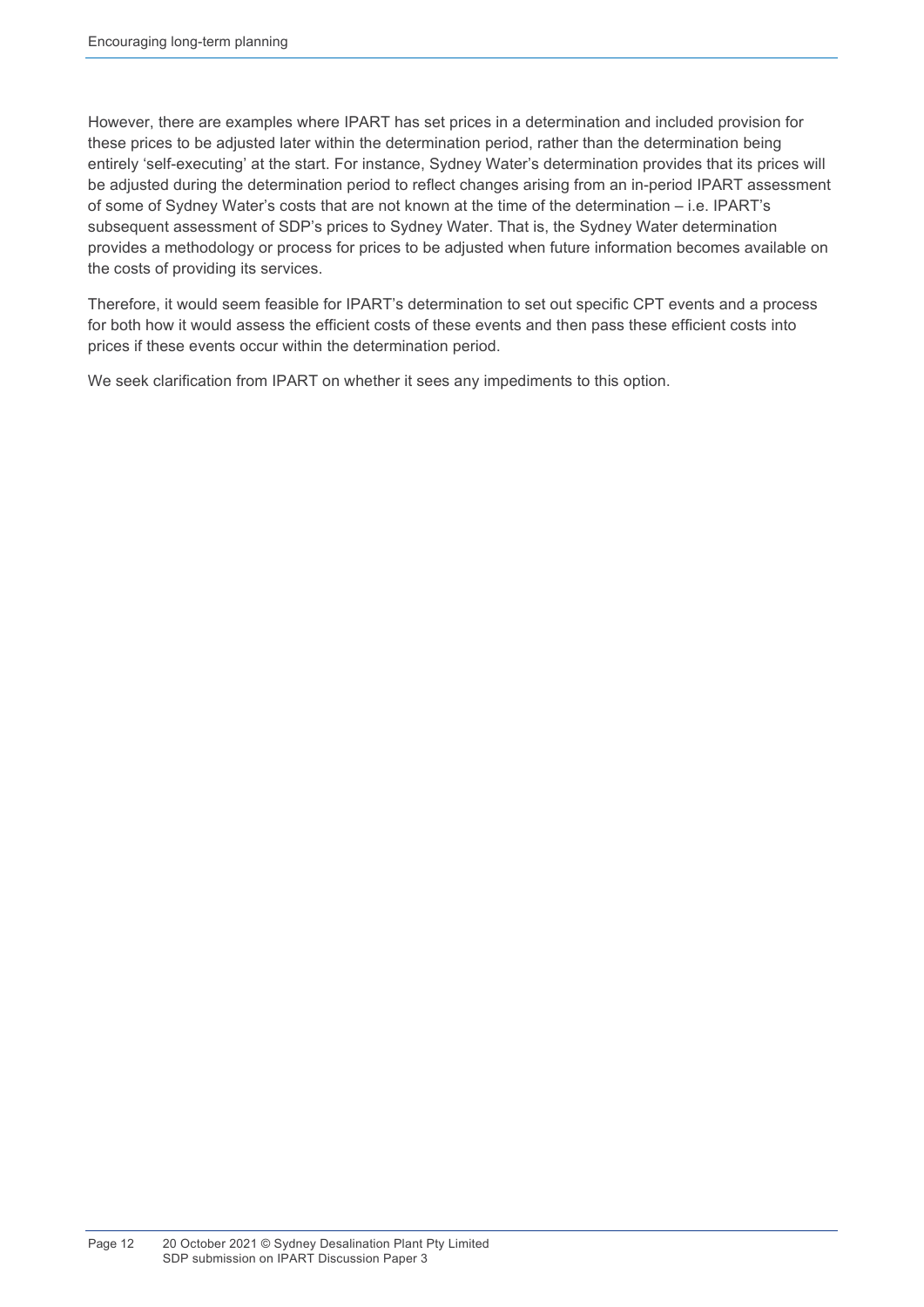However, there are examples where IPART has set prices in a determination and included provision for these prices to be adjusted later within the determination period, rather than the determination being entirely 'self-executing' at the start. For instance, Sydney Water's determination provides that its prices will be adjusted during the determination period to reflect changes arising from an in-period IPART assessment of some of Sydney Water's costs that are not known at the time of the determination – i.e. IPART's subsequent assessment of SDP's prices to Sydney Water. That is, the Sydney Water determination provides a methodology or process for prices to be adjusted when future information becomes available on the costs of providing its services.

Therefore, it would seem feasible for IPART's determination to set out specific CPT events and a process for both how it would assess the efficient costs of these events and then pass these efficient costs into prices if these events occur within the determination period.

We seek clarification from IPART on whether it sees any impediments to this option.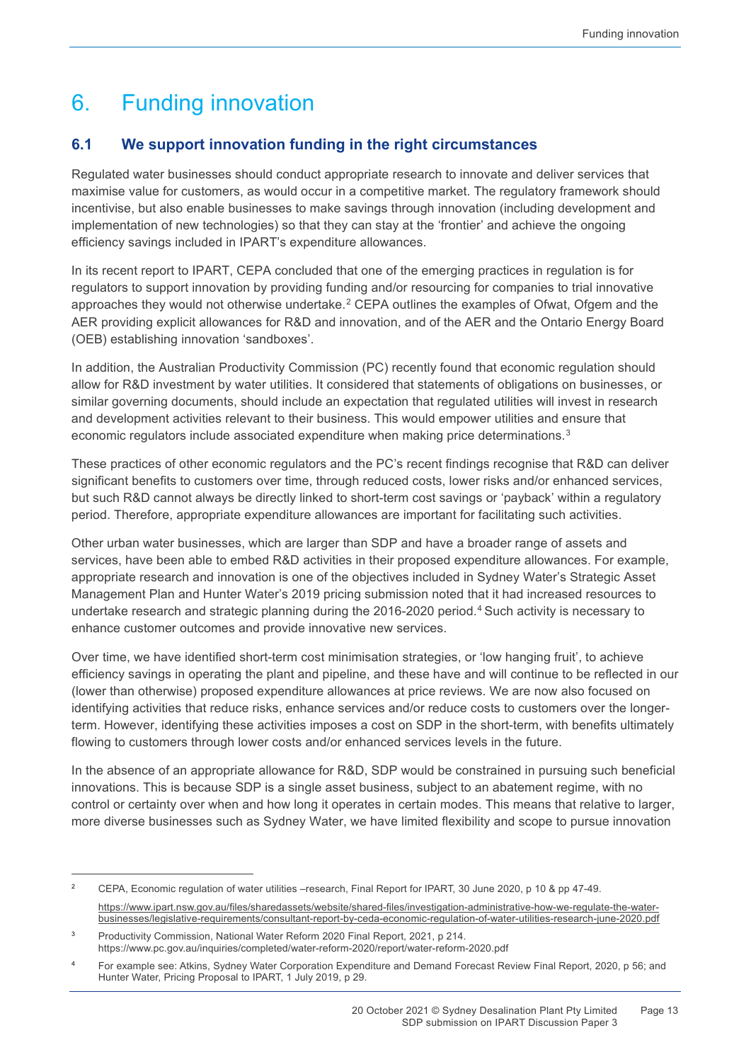# 6. Funding innovation

## 6.1 We support innovation funding in the right circumstances

Regulated water businesses should conduct appropriate research to innovate and deliver services that maximise value for customers, as would occur in a competitive market. The regulatory framework should incentivise, but also enable businesses to make savings through innovation (including development and implementation of new technologies) so that they can stay at the 'frontier' and achieve the ongoing efficiency savings included in IPART's expenditure allowances.

In its recent report to IPART, CEPA concluded that one of the emerging practices in regulation is for regulators to support innovation by providing funding and/or resourcing for companies to trial innovative approaches they would not otherwise undertake.[2] CEPA outlines the examples of Ofwat, Ofgem and the AER providing explicit allowances for R&D and innovation, and of the AER and the Ontario Energy Board (OEB) establishing innovation 'sandboxes'.

In addition, the Australian Productivity Commission (PC) recently found that economic regulation should allow for R&D investment by water utilities. It considered that statements of obligations on businesses, or similar governing documents, should include an expectation that regulated utilities will invest in research and development activities relevant to their business. This would empower utilities and ensure that economic regulators include associated expenditure when making price determinations.[3]

These practices of other economic regulators and the PC's recent findings recognise that R&D can deliver significant benefits to customers over time, through reduced costs, lower risks and/or enhanced services, but such R&D cannot always be directly linked to short-term cost savings or 'payback' within a regulatory period. Therefore, appropriate expenditure allowances are important for facilitating such activities.

Other urban water businesses, which are larger than SDP and have a broader range of assets and services, have been able to embed R&D activities in their proposed expenditure allowances. For example, appropriate research and innovation is one of the objectives included in Sydney Water's Strategic Asset Management Plan and Hunter Water's 2019 pricing submission noted that it had increased resources to undertake research and strategic planning during the 2016-2020 period.[4] Such activity is necessary to enhance customer outcomes and provide innovative new services.

Over time, we have identified short-term cost minimisation strategies, or 'low hanging fruit', to achieve efficiency savings in operating the plant and pipeline, and these have and will continue to be reflected in our (lower than otherwise) proposed expenditure allowances at price reviews. We are now also focused on identifying activities that reduce risks, enhance services and/or reduce costs to customers over the longer-term. However, identifying these activities imposes a cost on SDP in the short-term, with benefits ultimately flowing to customers through lower costs and/or enhanced services levels in the future.

In the absence of an appropriate allowance for R&D, SDP would be constrained in pursuing such beneficial innovations. This is because SDP is a single asset business, subject to an abatement regime, with no control or certainty over when and how long it operates in certain modes. This means that relative to larger, more diverse businesses such as Sydney Water, we have limited flexibility and scope to pursue innovation

---

[2] CEPA, Economic regulation of water utilities –research, Final Report for IPART, 30 June 2020, p 10 & pp 47-49. https://www.ipart.nsw.gov.au/files/sharedassets/website/shared-files/investigation-administrative-how-we-regulate-the-water-businesses/legislative-requirements/consultant-report-by-ceda-economic-regulation-of-water-utilities-research-june-2020.pdf

[3] Productivity Commission, National Water Reform 2020 Final Report, 2021, p 214. https://www.pc.gov.au/inquiries/completed/water-reform-2020/report/water-reform-2020.pdf

[4] For example see: Atkins, Sydney Water Corporation Expenditure and Demand Forecast Review Final Report, 2020, p 56; and Hunter Water, Pricing Proposal to IPART, 1 July 2019, p 29.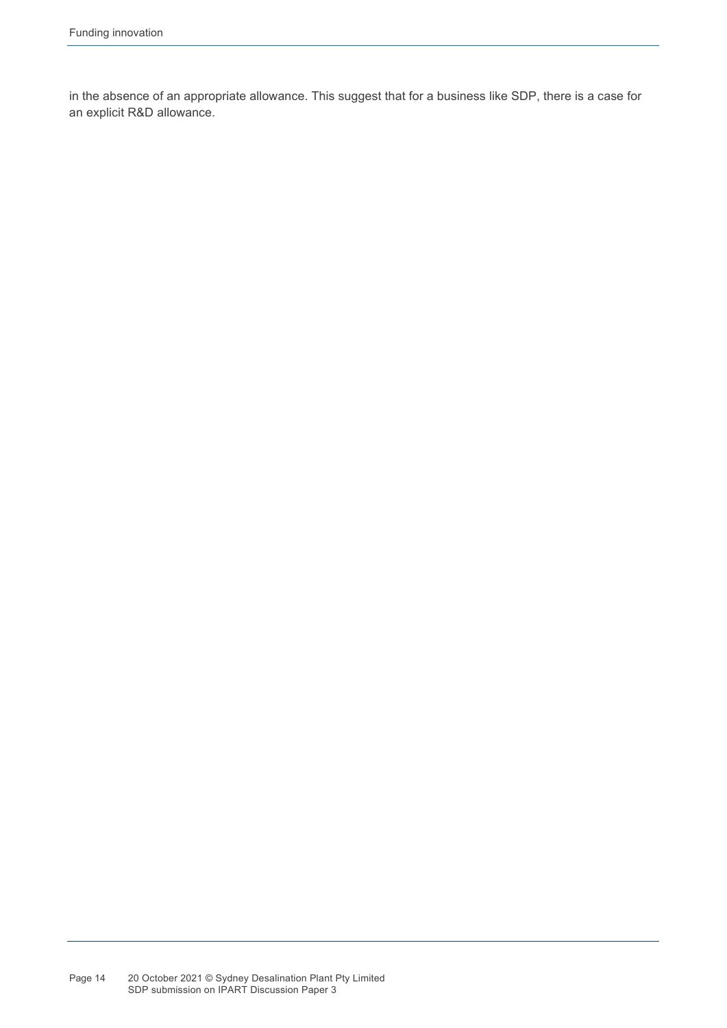in the absence of an appropriate allowance. This suggest that for a business like SDP, there is a case for an explicit R&D allowance.